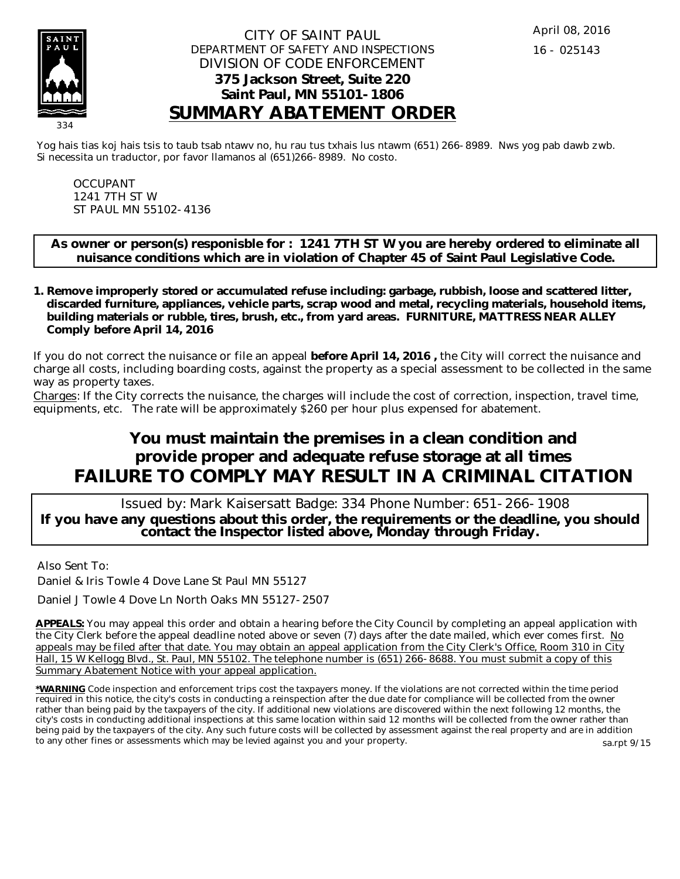334

CITY OF SAINT PAUL
DEPARTMENT OF SAFETY AND INSPECTIONS
DIVISION OF CODE ENFORCEMENT
**375 Jackson Street, Suite 220**
**Saint Paul, MN 55101-1806**

April 08, 2016
16 - 025143

# SUMMARY ABATEMENT ORDER

Yog hais tias koj hais tsis to taub tsab ntawv no, hu rau tus txhais lus ntawm (651) 266-8989. Nws yog pab dawb zwb.
Si necessita un traductor, por favor llamanos al (651)266-8989. No costo.

OCCUPANT
1241 7TH ST W
ST PAUL MN 55102-4136

**As owner or person(s) responisble for : 1241 7TH ST W you are hereby ordered to eliminate all nuisance conditions which are in violation of Chapter 45 of Saint Paul Legislative Code.**

1. **Remove improperly stored or accumulated refuse including: garbage, rubbish, loose and scattered litter, discarded furniture, appliances, vehicle parts, scrap wood and metal, recycling materials, household items, building materials or rubble, tires, brush, etc., from yard areas. FURNITURE, MATTRESS NEAR ALLEY Comply before April 14, 2016**

If you do not correct the nuisance or file an appeal **before April 14, 2016 ,** the City will correct the nuisance and charge all costs, including boarding costs, against the property as a special assessment to be collected in the same way as property taxes.

Charges: If the City corrects the nuisance, the charges will include the cost of correction, inspection, travel time, equipments, etc. The rate will be approximately $260 per hour plus expensed for abatement.

## You must maintain the premises in a clean condition and provide proper and adequate refuse storage at all times

## FAILURE TO COMPLY MAY RESULT IN A CRIMINAL CITATION

Issued by: Mark Kaisersatt Badge: 334 Phone Number: 651-266-1908

**If you have any questions about this order, the requirements or the deadline, you should contact the Inspector listed above, Monday through Friday.**

Also Sent To:

Daniel & Iris Towle 4 Dove Lane St Paul MN 55127

Daniel J Towle 4 Dove Ln North Oaks MN 55127-2507

**APPEALS:** You may appeal this order and obtain a hearing before the City Council by completing an appeal application with the City Clerk before the appeal deadline noted above or seven (7) days after the date mailed, which ever comes first. No appeals may be filed after that date. You may obtain an appeal application from the City Clerk's Office, Room 310 in City Hall, 15 W Kellogg Blvd., St. Paul, MN 55102. The telephone number is (651) 266-8688. You must submit a copy of this Summary Abatement Notice with your appeal application.

***WARNING** Code inspection and enforcement trips cost the taxpayers money. If the violations are not corrected within the time period required in this notice, the city's costs in conducting a reinspection after the due date for compliance will be collected from the owner rather than being paid by the taxpayers of the city. If additional new violations are discovered within the next following 12 months, the city's costs in conducting additional inspections at this same location within said 12 months will be collected from the owner rather than being paid by the taxpayers of the city. Any such future costs will be collected by assessment against the real property and are in addition to any other fines or assessments which may be levied against you and your property.

sa.rpt 9/15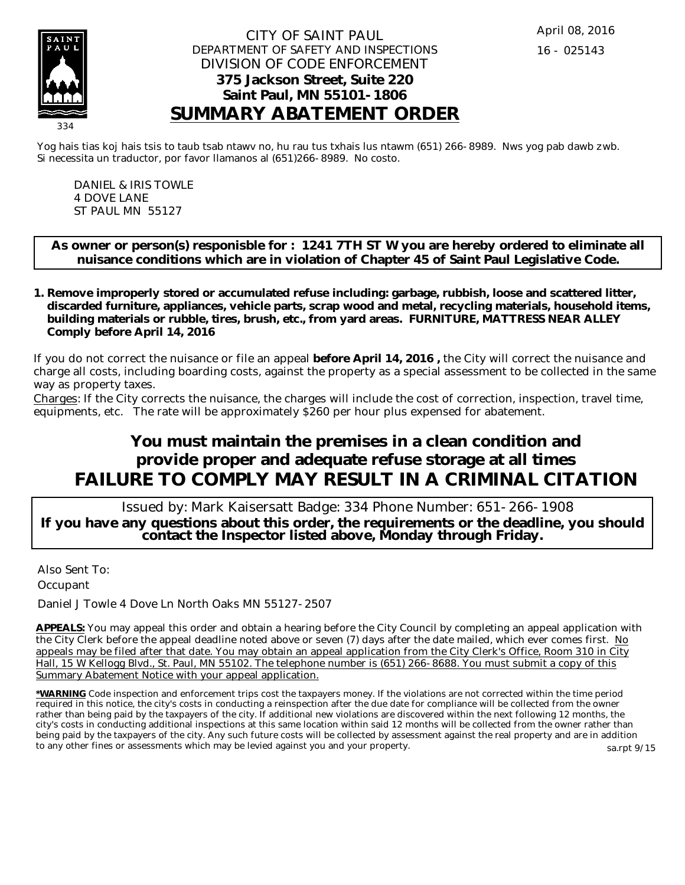CITY OF SAINT PAUL
DEPARTMENT OF SAFETY AND INSPECTIONS
DIVISION OF CODE ENFORCEMENT
**375 Jackson Street, Suite 220**
**Saint Paul, MN 55101-1806**

April 08, 2016
16 - 025143

334

# SUMMARY ABATEMENT ORDER

Yog hais tias koj hais tsis to taub tsab ntawv no, hu rau tus txhais lus ntawm (651) 266-8989. Nws yog pab dawb zwb.
Si necessita un traductor, por favor llamanos al (651)266-8989. No costo.

DANIEL & IRIS TOWLE
4 DOVE LANE
ST PAUL MN 55127

**As owner or person(s) responisble for : 1241 7TH ST W you are hereby ordered to eliminate all nuisance conditions which are in violation of Chapter 45 of Saint Paul Legislative Code.**

1. **Remove improperly stored or accumulated refuse including: garbage, rubbish, loose and scattered litter, discarded furniture, appliances, vehicle parts, scrap wood and metal, recycling materials, household items, building materials or rubble, tires, brush, etc., from yard areas. FURNITURE, MATTRESS NEAR ALLEY Comply before April 14, 2016**

If you do not correct the nuisance or file an appeal **before April 14, 2016 ,** the City will correct the nuisance and charge all costs, including boarding costs, against the property as a special assessment to be collected in the same way as property taxes.

Charges: If the City corrects the nuisance, the charges will include the cost of correction, inspection, travel time, equipments, etc. The rate will be approximately $260 per hour plus expensed for abatement.

## You must maintain the premises in a clean condition and provide proper and adequate refuse storage at all times

## FAILURE TO COMPLY MAY RESULT IN A CRIMINAL CITATION

Issued by: Mark Kaisersatt Badge: 334 Phone Number: 651-266-1908

**If you have any questions about this order, the requirements or the deadline, you should contact the Inspector listed above, Monday through Friday.**

Also Sent To:
Occupant
Daniel J Towle 4 Dove Ln North Oaks MN 55127-2507

**APPEALS:** You may appeal this order and obtain a hearing before the City Council by completing an appeal application with the City Clerk before the appeal deadline noted above or seven (7) days after the date mailed, which ever comes first. No appeals may be filed after that date. You may obtain an appeal application from the City Clerk's Office, Room 310 in City Hall, 15 W Kellogg Blvd., St. Paul, MN 55102. The telephone number is (651) 266-8688. You must submit a copy of this Summary Abatement Notice with your appeal application.

***WARNING** Code inspection and enforcement trips cost the taxpayers money. If the violations are not corrected within the time period required in this notice, the city's costs in conducting a reinspection after the due date for compliance will be collected from the owner rather than being paid by the taxpayers of the city. If additional new violations are discovered within the next following 12 months, the city's costs in conducting additional inspections at this same location within said 12 months will be collected from the owner rather than being paid by the taxpayers of the city. Any such future costs will be collected by assessment against the real property and are in addition to any other fines or assessments which may be levied against you and your property.

sa.rpt 9/15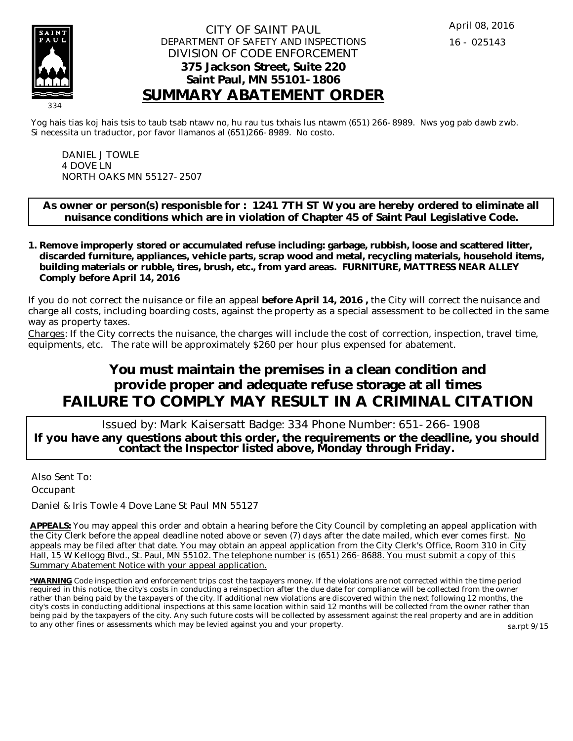CITY OF SAINT PAUL
DEPARTMENT OF SAFETY AND INSPECTIONS
DIVISION OF CODE ENFORCEMENT
**375 Jackson Street, Suite 220**
**Saint Paul, MN 55101-1806**

# SUMMARY ABATEMENT ORDER

April 08, 2016
16 - 025143

334

Yog hais tias koj hais tsis to taub tsab ntawv no, hu rau tus txhais lus ntawm (651) 266-8989. Nws yog pab dawb zwb.
Si necessita un traductor, por favor llamanos al (651)266-8989. No costo.

DANIEL J TOWLE
4 DOVE LN
NORTH OAKS MN 55127-2507

**As owner or person(s) responisble for : 1241 7TH ST W you are hereby ordered to eliminate all nuisance conditions which are in violation of Chapter 45 of Saint Paul Legislative Code.**

1. **Remove improperly stored or accumulated refuse including: garbage, rubbish, loose and scattered litter, discarded furniture, appliances, vehicle parts, scrap wood and metal, recycling materials, household items, building materials or rubble, tires, brush, etc., from yard areas. FURNITURE, MATTRESS NEAR ALLEY Comply before April 14, 2016**

If you do not correct the nuisance or file an appeal **before April 14, 2016 ,** the City will correct the nuisance and charge all costs, including boarding costs, against the property as a special assessment to be collected in the same way as property taxes.

Charges: If the City corrects the nuisance, the charges will include the cost of correction, inspection, travel time, equipments, etc. The rate will be approximately $260 per hour plus expensed for abatement.

## You must maintain the premises in a clean condition and provide proper and adequate refuse storage at all times

## FAILURE TO COMPLY MAY RESULT IN A CRIMINAL CITATION

Issued by: Mark Kaisersatt Badge: 334 Phone Number: 651-266-1908

**If you have any questions about this order, the requirements or the deadline, you should contact the Inspector listed above, Monday through Friday.**

Also Sent To:
Occupant

Daniel & Iris Towle 4 Dove Lane St Paul MN 55127

**APPEALS:** You may appeal this order and obtain a hearing before the City Council by completing an appeal application with the City Clerk before the appeal deadline noted above or seven (7) days after the date mailed, which ever comes first. No appeals may be filed after that date. You may obtain an appeal application from the City Clerk's Office, Room 310 in City Hall, 15 W Kellogg Blvd., St. Paul, MN 55102. The telephone number is (651) 266-8688. You must submit a copy of this Summary Abatement Notice with your appeal application.

***WARNING** Code inspection and enforcement trips cost the taxpayers money. If the violations are not corrected within the time period required in this notice, the city's costs in conducting a reinspection after the due date for compliance will be collected from the owner rather than being paid by the taxpayers of the city. If additional new violations are discovered within the next following 12 months, the city's costs in conducting additional inspections at this same location within said 12 months will be collected from the owner rather than being paid by the taxpayers of the city. Any such future costs will be collected by assessment against the real property and are in addition to any other fines or assessments which may be levied against you and your property.

sa.rpt 9/15